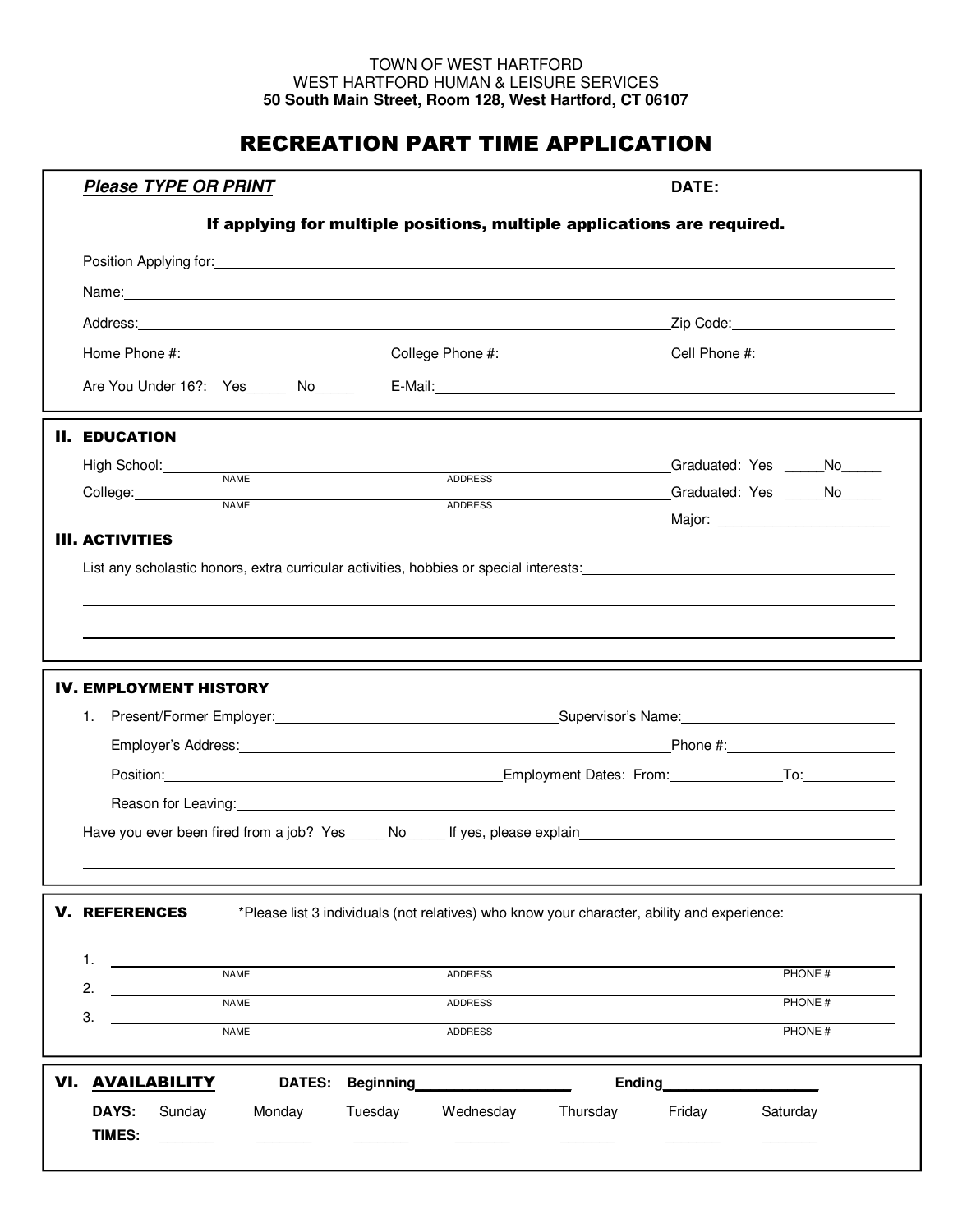TOWN OF WEST HARTFORD
WEST HARTFORD HUMAN & LEISURE SERVICES
**50 South Main Street, Room 128, West Hartford, CT 06107**

# RECREATION PART TIME APPLICATION

***Please TYPE OR PRINT*** **DATE:**____________________

**If applying for multiple positions, multiple applications are required.**

Position Applying for:________________________________________

Name:________________________________________

Address:________________________________________ Zip Code:____________________

Home Phone #:____________________ College Phone #:____________________ Cell Phone #:____________________

Are You Under 16?: Yes_____ No_____ E-Mail:________________________________________

## II. EDUCATION

High School:____________________ (NAME) ____________________ (ADDRESS) Graduated: Yes _____No_____

College:____________________ (NAME) ____________________ (ADDRESS) Graduated: Yes _____No_____

Major: ______________________

## III. ACTIVITIES

List any scholastic honors, extra curricular activities, hobbies or special interests:________________________________________

________________________________________

________________________________________

## IV. EMPLOYMENT HISTORY

1. Present/Former Employer:____________________ Supervisor's Name:____________________

   Employer's Address:____________________ Phone #:____________________

   Position:____________________ Employment Dates: From:______________ To:____________

   Reason for Leaving:________________________________________

Have you ever been fired from a job? Yes_____ No_____ If yes, please explain____________________

________________________________________

## V. REFERENCES

*Please list 3 individuals (not relatives) who know your character, ability and experience:

| | NAME | ADDRESS | PHONE # |
|---|---|---|---|
| 1. | | | |
| 2. | | | |
| 3. | | | |

## VI. AVAILABILITY

**DATES: Beginning**____________________ **Ending**____________________

| **DAYS:** | Sunday | Monday | Tuesday | Wednesday | Thursday | Friday | Saturday |
|---|---|---|---|---|---|---|---|
| **TIMES:** | _______ | _______ | _______ | _______ | _______ | _______ | _______ |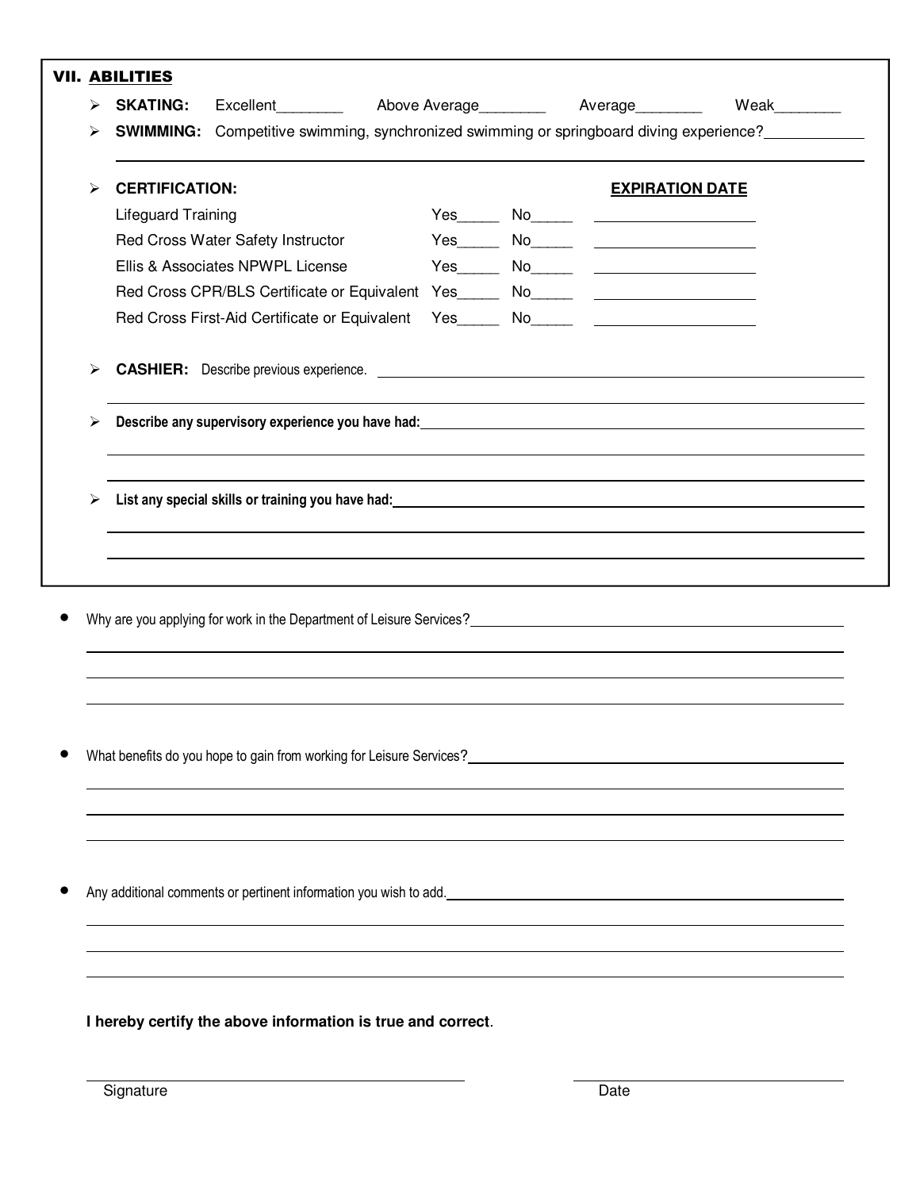## VII. ABILITIES

- **SKATING:** Excellent________ Above Average________ Average________ Weak________
- **SWIMMING:** Competitive swimming, synchronized swimming or springboard diving experience?____________

- **CERTIFICATION:**

| | | | **EXPIRATION DATE** |
|---|---|---|---|
| Lifeguard Training | Yes_____ | No_____ | ____________________ |
| Red Cross Water Safety Instructor | Yes_____ | No_____ | ____________________ |
| Ellis & Associates NPWPL License | Yes_____ | No_____ | ____________________ |
| Red Cross CPR/BLS Certificate or Equivalent | Yes_____ | No_____ | ____________________ |
| Red Cross First-Aid Certificate or Equivalent | Yes_____ | No_____ | ____________________ |

- **CASHIER:** Describe previous experience. ____________________

- **Describe any supervisory experience you have had:** ____________________

- **List any special skills or training you have had:** ____________________

---

- Why are you applying for work in the Department of Leisure Services? ____________________

- What benefits do you hope to gain from working for Leisure Services? ____________________

- Any additional comments or pertinent information you wish to add. ____________________

**I hereby certify the above information is true and correct**.

____________________ Signature

____________________ Date